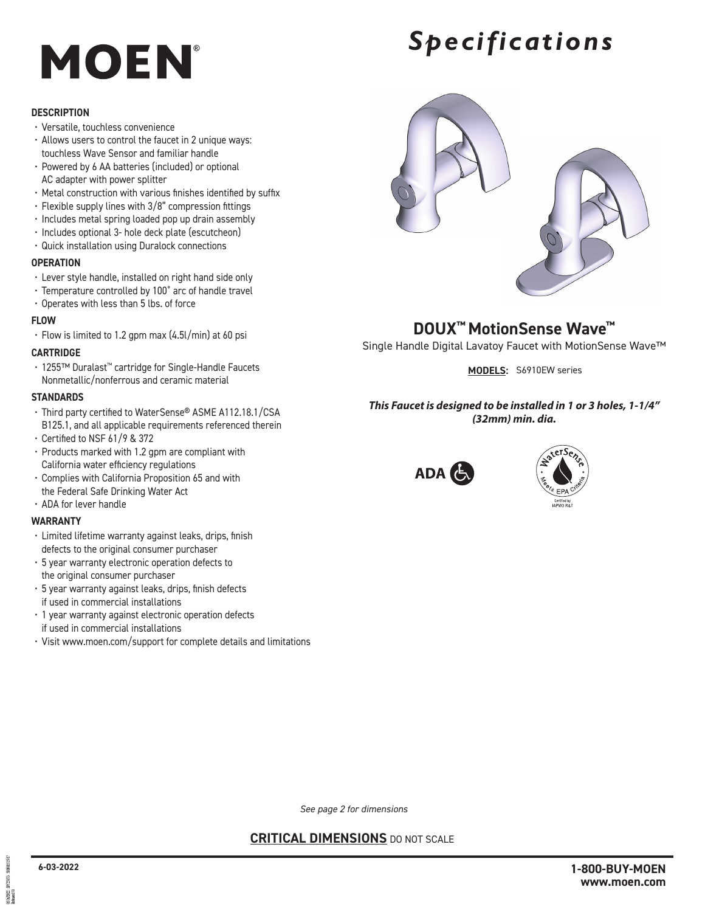# MOEN®

# *Specifications*

## DOUX™ MotionSense Wave™

Single Handle Digital Lavatoy Faucet with MotionSense Wave™

**MODELS:** S6910EW series

***This Faucet is designed to be installed in 1 or 3 holes, 1-1/4" (32mm) min. dia.***

ADA

WaterSense Meets EPA Criteria
Certified by IAPMO R&T

### DESCRIPTION

- Versatile, touchless convenience
- Allows users to control the faucet in 2 unique ways: touchless Wave Sensor and familiar handle
- Powered by 6 AA batteries (included) or optional AC adapter with power splitter
- Metal construction with various finishes identified by suffix
- Flexible supply lines with 3/8" compression fittings
- Includes metal spring loaded pop up drain assembly
- Includes optional 3- hole deck plate (escutcheon)
- Quick installation using Duralock connections

### OPERATION

- Lever style handle, installed on right hand side only
- Temperature controlled by 100˚ arc of handle travel
- Operates with less than 5 lbs. of force

### FLOW

- Flow is limited to 1.2 gpm max (4.5l/min) at 60 psi

### CARTRIDGE

- 1255™ Duralast™ cartridge for Single-Handle Faucets Nonmetallic/nonferrous and ceramic material

### STANDARDS

- Third party certified to WaterSense® ASME A112.18.1/CSA B125.1, and all applicable requirements referenced therein
- Certified to NSF 61/9 & 372
- Products marked with 1.2 gpm are compliant with California water efficiency regulations
- Complies with California Proposition 65 and with the Federal Safe Drinking Water Act
- ADA for lever handle

### WARRANTY

- Limited lifetime warranty against leaks, drips, finish defects to the original consumer purchaser
- 5 year warranty electronic operation defects to the original consumer purchaser
- 5 year warranty against leaks, drips, finish defects if used in commercial installations
- 1 year warranty against electronic operation defects if used in commercial installations
- Visit www.moen.com/support for complete details and limitations

*See page 2 for dimensions*

**CRITICAL DIMENSIONS** DO NOT SCALE

6-03-2022

**1-800-BUY-MOEN**
**www.moen.com**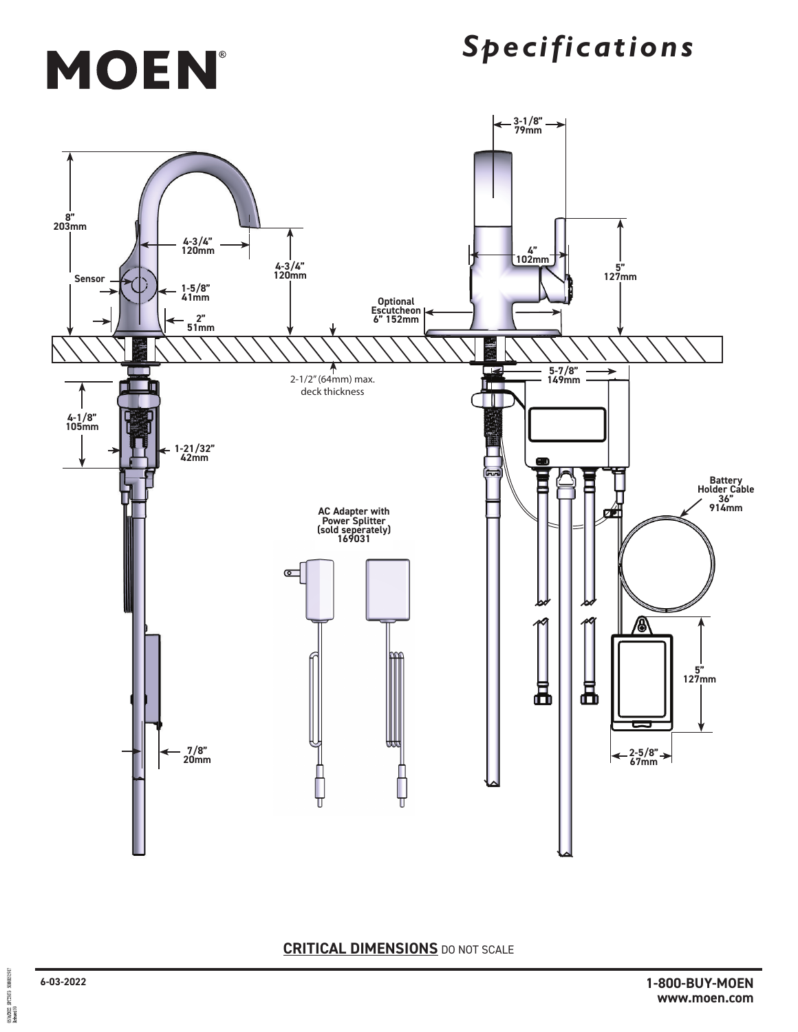# MOEN®

## *Specifications*

8"
203mm

4-3/4"
120mm

4-3/4"
120mm

Sensor

1-5/8"
41mm

2"
51mm

3-1/8"
79mm

4"
102mm

5"
127mm

Optional
Escutcheon
6" 152mm

2-1/2" (64mm) max.
deck thickness

5-7/8"
149mm

4-1/8"
105mm

1-21/32"
42mm

AC Adapter with
Power Splitter
(sold seperately)
169031

Battery
Holder Cable
36"
914mm

5"
127mm

2-5/8"
67mm

7/8"
20mm

**CRITICAL DIMENSIONS** DO NOT SCALE

6-03-2022

1-800-BUY-MOEN
www.moen.com